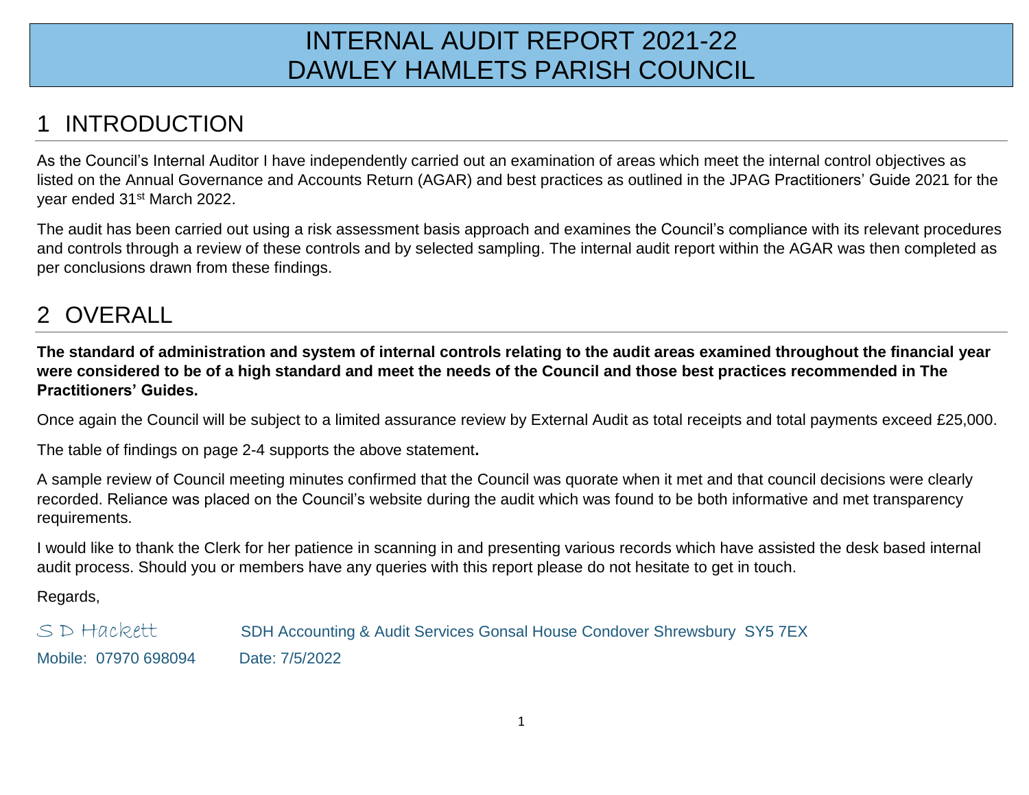# INTERNAL AUDIT REPORT 2021-22
# DAWLEY HAMLETS PARISH COUNCIL

## 1 INTRODUCTION

As the Council's Internal Auditor I have independently carried out an examination of areas which meet the internal control objectives as listed on the Annual Governance and Accounts Return (AGAR) and best practices as outlined in the JPAG Practitioners' Guide 2021 for the year ended 31st March 2022.

The audit has been carried out using a risk assessment basis approach and examines the Council's compliance with its relevant procedures and controls through a review of these controls and by selected sampling. The internal audit report within the AGAR was then completed as per conclusions drawn from these findings.

## 2 OVERALL

**The standard of administration and system of internal controls relating to the audit areas examined throughout the financial year were considered to be of a high standard and meet the needs of the Council and those best practices recommended in The Practitioners' Guides.**

Once again the Council will be subject to a limited assurance review by External Audit as total receipts and total payments exceed £25,000.

The table of findings on page 2-4 supports the above statement**.**

A sample review of Council meeting minutes confirmed that the Council was quorate when it met and that council decisions were clearly recorded. Reliance was placed on the Council's website during the audit which was found to be both informative and met transparency requirements.

I would like to thank the Clerk for her patience in scanning in and presenting various records which have assisted the desk based internal audit process. Should you or members have any queries with this report please do not hesitate to get in touch.

Regards,

S D Hackett SDH Accounting & Audit Services Gonsal House Condover Shrewsbury SY5 7EX

Mobile: 07970 698094 Date: 7/5/2022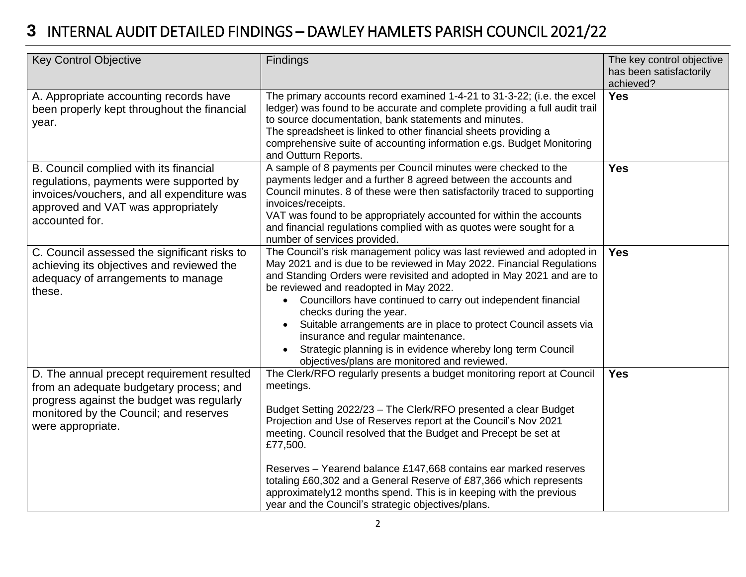# 3 INTERNAL AUDIT DETAILED FINDINGS – DAWLEY HAMLETS PARISH COUNCIL 2021/22

| Key Control Objective | Findings | The key control objective has been satisfactorily achieved? |
|---|---|---|
| A. Appropriate accounting records have been properly kept throughout the financial year. | The primary accounts record examined 1-4-21 to 31-3-22; (i.e. the excel ledger) was found to be accurate and complete providing a full audit trail to source documentation, bank statements and minutes.<br>The spreadsheet is linked to other financial sheets providing a comprehensive suite of accounting information e.gs. Budget Monitoring and Outturn Reports. | **Yes** |
| B. Council complied with its financial regulations, payments were supported by invoices/vouchers, and all expenditure was approved and VAT was appropriately accounted for. | A sample of 8 payments per Council minutes were checked to the payments ledger and a further 8 agreed between the accounts and Council minutes. 8 of these were then satisfactorily traced to supporting invoices/receipts.<br>VAT was found to be appropriately accounted for within the accounts and financial regulations complied with as quotes were sought for a number of services provided. | **Yes** |
| C. Council assessed the significant risks to achieving its objectives and reviewed the adequacy of arrangements to manage these. | The Council's risk management policy was last reviewed and adopted in May 2021 and is due to be reviewed in May 2022. Financial Regulations and Standing Orders were revisited and adopted in May 2021 and are to be reviewed and readopted in May 2022.<br>• Councillors have continued to carry out independent financial checks during the year.<br>• Suitable arrangements are in place to protect Council assets via insurance and regular maintenance.<br>• Strategic planning is in evidence whereby long term Council objectives/plans are monitored and reviewed. | **Yes** |
| D. The annual precept requirement resulted from an adequate budgetary process; and progress against the budget was regularly monitored by the Council; and reserves were appropriate. | The Clerk/RFO regularly presents a budget monitoring report at Council meetings.<br><br>Budget Setting 2022/23 – The Clerk/RFO presented a clear Budget Projection and Use of Reserves report at the Council's Nov 2021 meeting. Council resolved that the Budget and Precept be set at £77,500.<br><br>Reserves – Yearend balance £147,668 contains ear marked reserves totaling £60,302 and a General Reserve of £87,366 which represents approximately12 months spend. This is in keeping with the previous year and the Council's strategic objectives/plans. | **Yes** |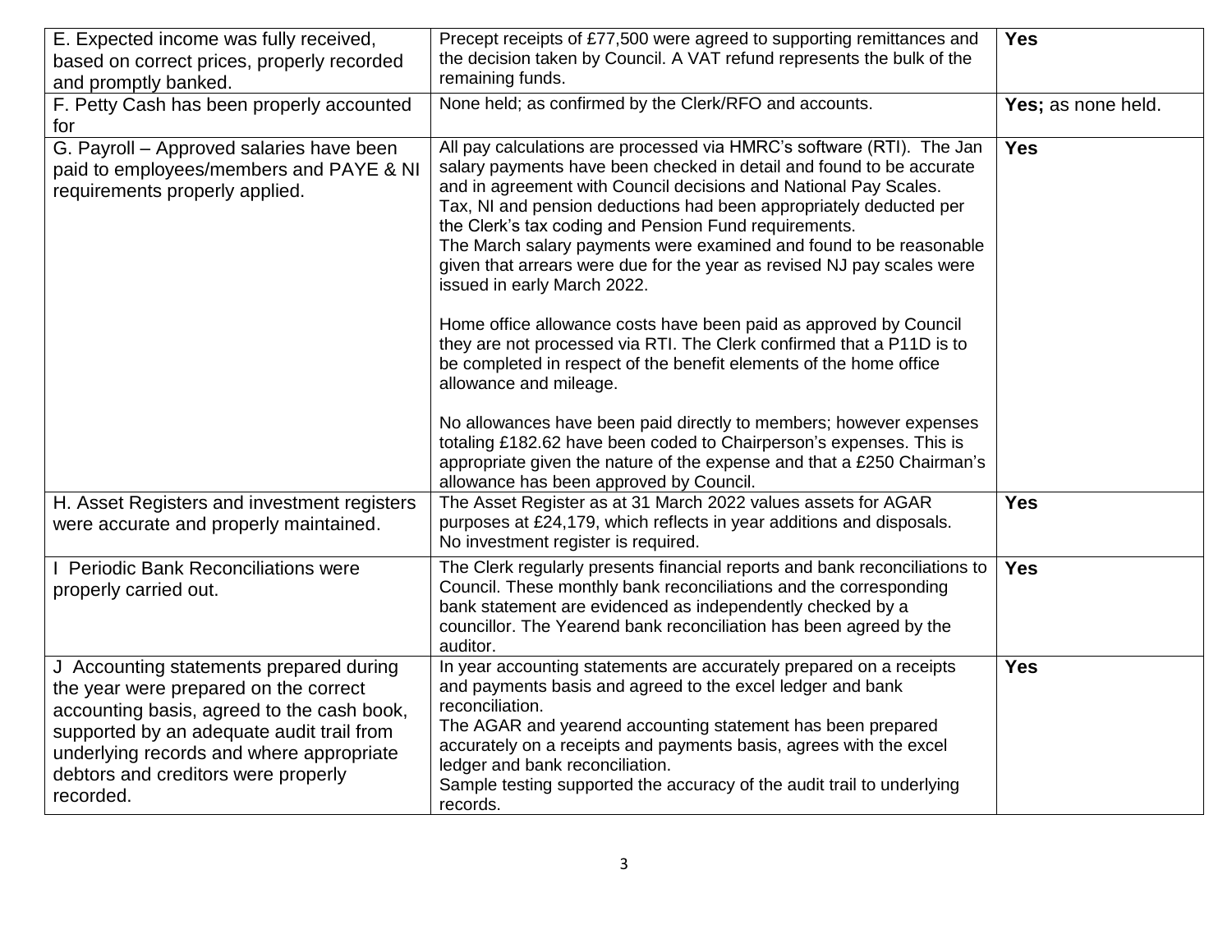| | | |
|---|---|---|
| E. Expected income was fully received, based on correct prices, properly recorded and promptly banked. | Precept receipts of £77,500 were agreed to supporting remittances and the decision taken by Council. A VAT refund represents the bulk of the remaining funds. | **Yes** |
| F. Petty Cash has been properly accounted for | None held; as confirmed by the Clerk/RFO and accounts. | **Yes;** as none held. |
| G. Payroll – Approved salaries have been paid to employees/members and PAYE & NI requirements properly applied. | All pay calculations are processed via HMRC's software (RTI). The Jan salary payments have been checked in detail and found to be accurate and in agreement with Council decisions and National Pay Scales. Tax, NI and pension deductions had been appropriately deducted per the Clerk's tax coding and Pension Fund requirements. The March salary payments were examined and found to be reasonable given that arrears were due for the year as revised NJ pay scales were issued in early March 2022.<br><br>Home office allowance costs have been paid as approved by Council they are not processed via RTI. The Clerk confirmed that a P11D is to be completed in respect of the benefit elements of the home office allowance and mileage.<br><br>No allowances have been paid directly to members; however expenses totaling £182.62 have been coded to Chairperson's expenses. This is appropriate given the nature of the expense and that a £250 Chairman's allowance has been approved by Council. | **Yes** |
| H. Asset Registers and investment registers were accurate and properly maintained. | The Asset Register as at 31 March 2022 values assets for AGAR purposes at £24,179, which reflects in year additions and disposals. No investment register is required. | **Yes** |
| I Periodic Bank Reconciliations were properly carried out. | The Clerk regularly presents financial reports and bank reconciliations to Council. These monthly bank reconciliations and the corresponding bank statement are evidenced as independently checked by a councillor. The Yearend bank reconciliation has been agreed by the auditor. | **Yes** |
| J Accounting statements prepared during the year were prepared on the correct accounting basis, agreed to the cash book, supported by an adequate audit trail from underlying records and where appropriate debtors and creditors were properly recorded. | In year accounting statements are accurately prepared on a receipts and payments basis and agreed to the excel ledger and bank reconciliation.<br>The AGAR and yearend accounting statement has been prepared accurately on a receipts and payments basis, agrees with the excel ledger and bank reconciliation.<br>Sample testing supported the accuracy of the audit trail to underlying records. | **Yes** |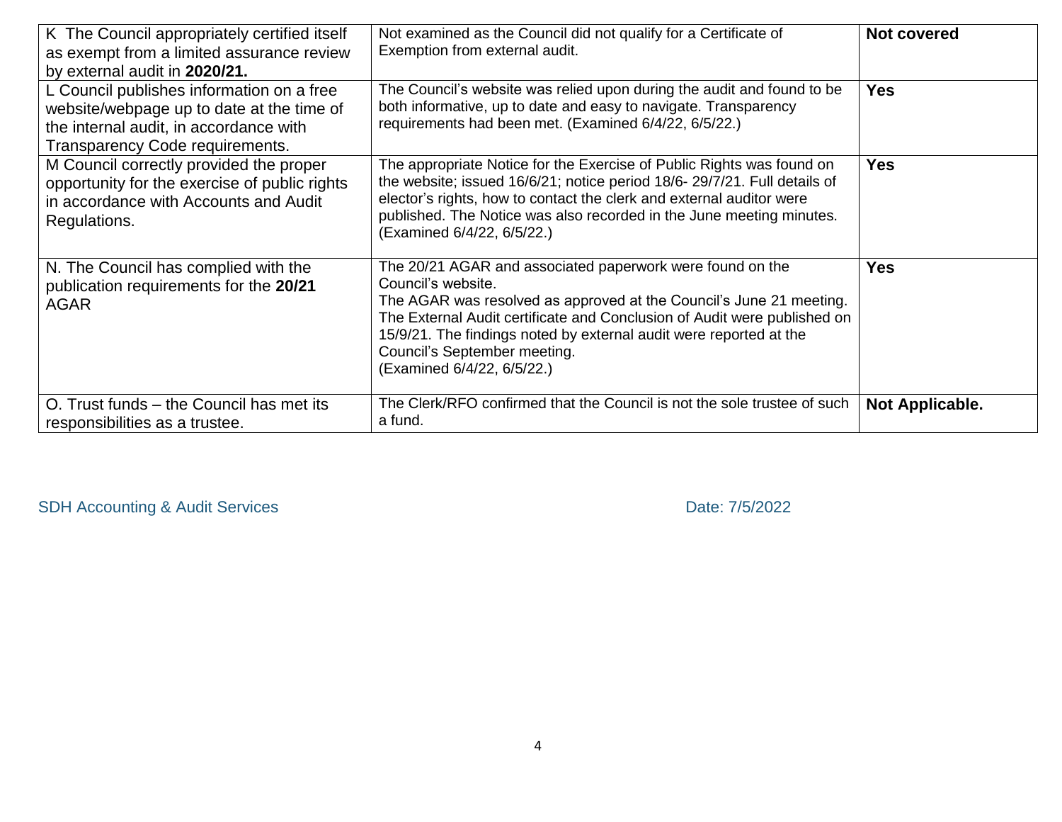| | | |
|---|---|---|
| K The Council appropriately certified itself as exempt from a limited assurance review by external audit in **2020/21.** | Not examined as the Council did not qualify for a Certificate of Exemption from external audit. | **Not covered** |
| L Council publishes information on a free website/webpage up to date at the time of the internal audit, in accordance with Transparency Code requirements. | The Council's website was relied upon during the audit and found to be both informative, up to date and easy to navigate. Transparency requirements had been met. (Examined 6/4/22, 6/5/22.) | **Yes** |
| M Council correctly provided the proper opportunity for the exercise of public rights in accordance with Accounts and Audit Regulations. | The appropriate Notice for the Exercise of Public Rights was found on the website; issued 16/6/21; notice period 18/6- 29/7/21. Full details of elector's rights, how to contact the clerk and external auditor were published. The Notice was also recorded in the June meeting minutes. (Examined 6/4/22, 6/5/22.) | **Yes** |
| N. The Council has complied with the publication requirements for the **20/21** AGAR | The 20/21 AGAR and associated paperwork were found on the Council's website.<br>The AGAR was resolved as approved at the Council's June 21 meeting. The External Audit certificate and Conclusion of Audit were published on 15/9/21. The findings noted by external audit were reported at the Council's September meeting.<br>(Examined 6/4/22, 6/5/22.) | **Yes** |
| O. Trust funds – the Council has met its responsibilities as a trustee. | The Clerk/RFO confirmed that the Council is not the sole trustee of such a fund. | **Not Applicable.** |

SDH Accounting & Audit Services

Date: 7/5/2022